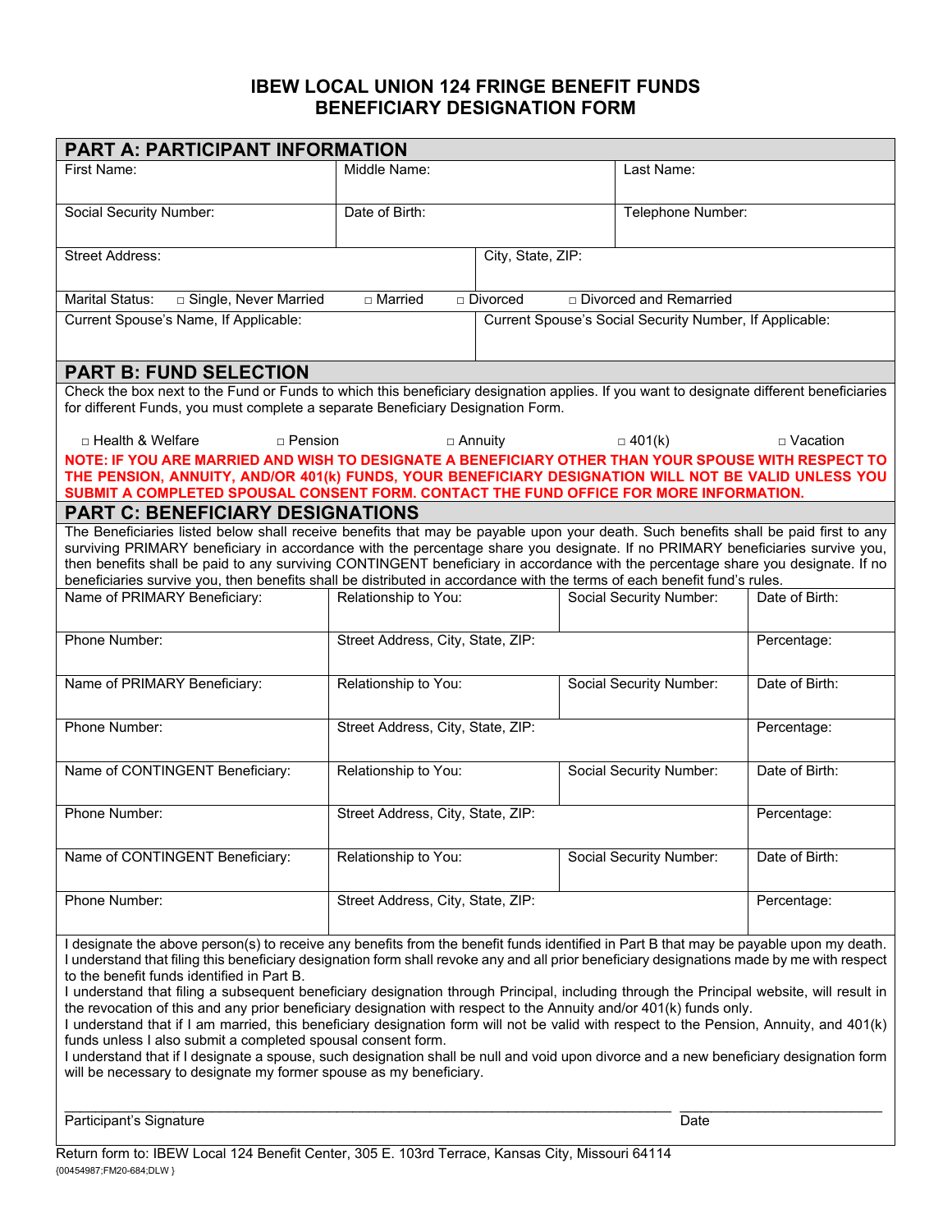# IBEW LOCAL UNION 124 FRINGE BENEFIT FUNDS
# BENEFICIARY DESIGNATION FORM

## PART A: PARTICIPANT INFORMATION

| First Name: | Middle Name: | Last Name: |
|---|---|---|
| Social Security Number: | Date of Birth: | Telephone Number: |

| Street Address: | City, State, ZIP: |
|---|---|

Marital Status: □ Single, Never Married □ Married □ Divorced □ Divorced and Remarried

| Current Spouse's Name, If Applicable: | Current Spouse's Social Security Number, If Applicable: |
|---|---|

## PART B: FUND SELECTION

Check the box next to the Fund or Funds to which this beneficiary designation applies. If you want to designate different beneficiaries for different Funds, you must complete a separate Beneficiary Designation Form.

□ Health & Welfare □ Pension □ Annuity □ 401(k) □ Vacation

**NOTE: IF YOU ARE MARRIED AND WISH TO DESIGNATE A BENEFICIARY OTHER THAN YOUR SPOUSE WITH RESPECT TO THE PENSION, ANNUITY, AND/OR 401(k) FUNDS, YOUR BENEFICIARY DESIGNATION WILL NOT BE VALID UNLESS YOU SUBMIT A COMPLETED SPOUSAL CONSENT FORM. CONTACT THE FUND OFFICE FOR MORE INFORMATION.**

## PART C: BENEFICIARY DESIGNATIONS

The Beneficiaries listed below shall receive benefits that may be payable upon your death. Such benefits shall be paid first to any surviving PRIMARY beneficiary in accordance with the percentage share you designate. If no PRIMARY beneficiaries survive you, then benefits shall be paid to any surviving CONTINGENT beneficiary in accordance with the percentage share you designate. If no beneficiaries survive you, then benefits shall be distributed in accordance with the terms of each benefit fund's rules.

| Name of PRIMARY Beneficiary: | Relationship to You: | Social Security Number: | Date of Birth: |
|---|---|---|---|
| Phone Number: | Street Address, City, State, ZIP: | | Percentage: |
| Name of PRIMARY Beneficiary: | Relationship to You: | Social Security Number: | Date of Birth: |
| Phone Number: | Street Address, City, State, ZIP: | | Percentage: |
| Name of CONTINGENT Beneficiary: | Relationship to You: | Social Security Number: | Date of Birth: |
| Phone Number: | Street Address, City, State, ZIP: | | Percentage: |
| Name of CONTINGENT Beneficiary: | Relationship to You: | Social Security Number: | Date of Birth: |
| Phone Number: | Street Address, City, State, ZIP: | | Percentage: |

I designate the above person(s) to receive any benefits from the benefit funds identified in Part B that may be payable upon my death.
I understand that filing this beneficiary designation form shall revoke any and all prior beneficiary designations made by me with respect to the benefit funds identified in Part B.
I understand that filing a subsequent beneficiary designation through Principal, including through the Principal website, will result in the revocation of this and any prior beneficiary designation with respect to the Annuity and/or 401(k) funds only.
I understand that if I am married, this beneficiary designation form will not be valid with respect to the Pension, Annuity, and 401(k) funds unless I also submit a completed spousal consent form.
I understand that if I designate a spouse, such designation shall be null and void upon divorce and a new beneficiary designation form will be necessary to designate my former spouse as my beneficiary.

\_\_\_\_\_\_\_\_\_\_\_\_\_\_\_\_\_\_\_\_\_\_\_\_\_\_\_\_\_\_\_\_\_\_\_\_\_\_\_\_ \_\_\_\_\_\_\_\_\_\_\_\_\_\_\_\_\_\_\_\_
Participant's Signature Date

Return form to: IBEW Local 124 Benefit Center, 305 E. 103rd Terrace, Kansas City, Missouri 64114

{00454987;FM20-684;DLW }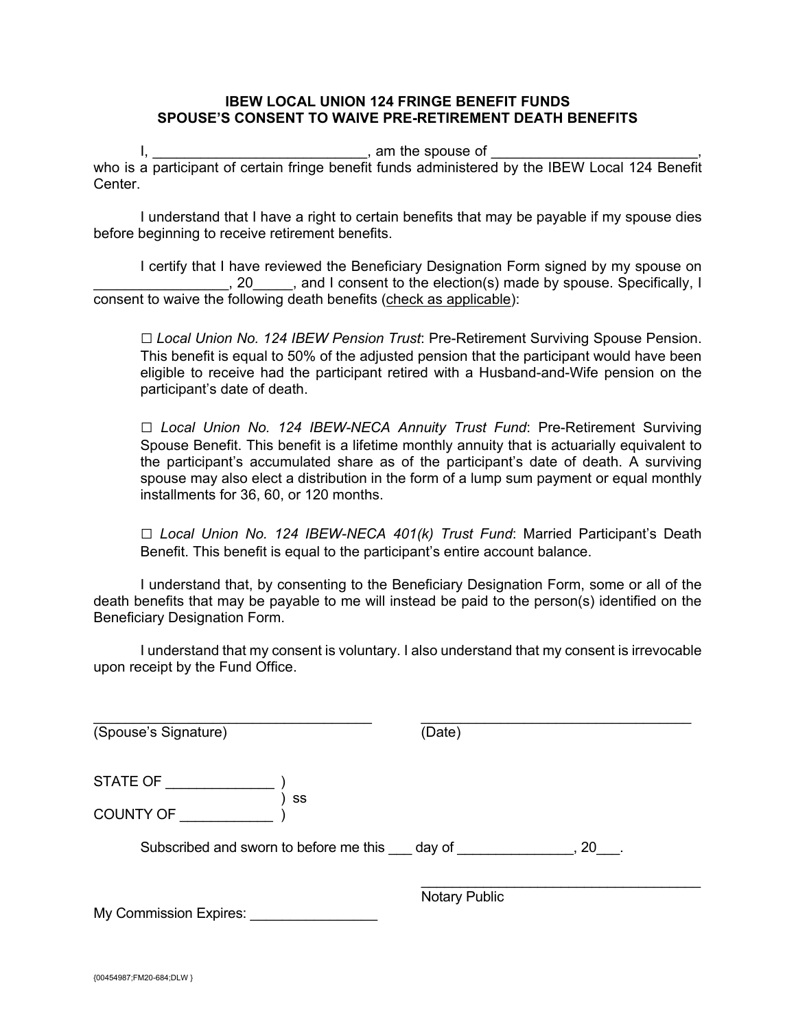**IBEW LOCAL UNION 124 FRINGE BENEFIT FUNDS**
**SPOUSE'S CONSENT TO WAIVE PRE-RETIREMENT DEATH BENEFITS**

I, ___________________________, am the spouse of __________________________, who is a participant of certain fringe benefit funds administered by the IBEW Local 124 Benefit Center.

I understand that I have a right to certain benefits that may be payable if my spouse dies before beginning to receive retirement benefits.

I certify that I have reviewed the Beneficiary Designation Form signed by my spouse on _________________, 20_____, and I consent to the election(s) made by spouse. Specifically, I consent to waive the following death benefits (check as applicable):

☐ *Local Union No. 124 IBEW Pension Trust*: Pre-Retirement Surviving Spouse Pension. This benefit is equal to 50% of the adjusted pension that the participant would have been eligible to receive had the participant retired with a Husband-and-Wife pension on the participant's date of death.

☐ *Local Union No. 124 IBEW-NECA Annuity Trust Fund*: Pre-Retirement Surviving Spouse Benefit. This benefit is a lifetime monthly annuity that is actuarially equivalent to the participant's accumulated share as of the participant's date of death. A surviving spouse may also elect a distribution in the form of a lump sum payment or equal monthly installments for 36, 60, or 120 months.

☐ *Local Union No. 124 IBEW-NECA 401(k) Trust Fund*: Married Participant's Death Benefit. This benefit is equal to the participant's entire account balance.

I understand that, by consenting to the Beneficiary Designation Form, some or all of the death benefits that may be payable to me will instead be paid to the person(s) identified on the Beneficiary Designation Form.

I understand that my consent is voluntary. I also understand that my consent is irrevocable upon receipt by the Fund Office.

____________________________________ (Spouse's Signature)

____________________________________ (Date)

STATE OF ______________ )
) ss
COUNTY OF ____________ )

Subscribed and sworn to before me this ___ day of _______________, 20___.

____________________________________
Notary Public

My Commission Expires: ________________

{00454987;FM20-684;DLW }